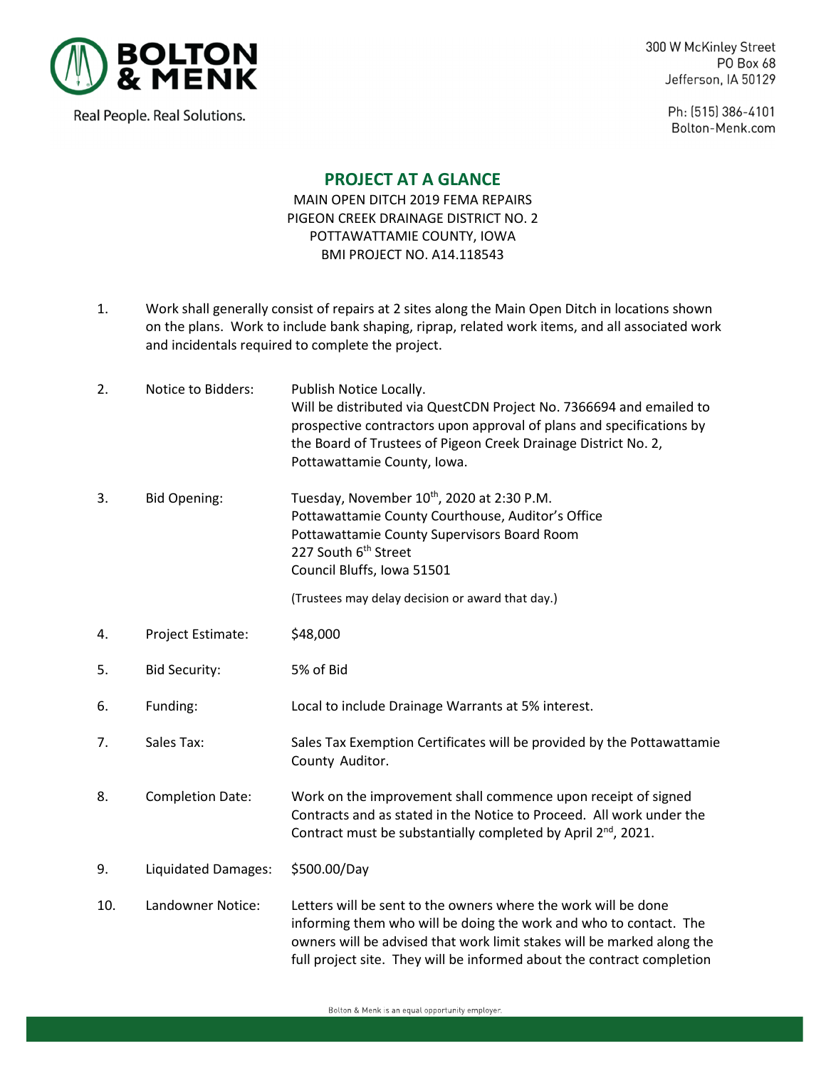**BOLTON & MENK**

Real People. Real Solutions.

300 W McKinley Street
PO Box 68
Jefferson, IA 50129

Ph: (515) 386-4101
Bolton-Menk.com

## PROJECT AT A GLANCE

MAIN OPEN DITCH 2019 FEMA REPAIRS
PIGEON CREEK DRAINAGE DISTRICT NO. 2
POTTAWATTAMIE COUNTY, IOWA
BMI PROJECT NO. A14.118543

1. Work shall generally consist of repairs at 2 sites along the Main Open Ditch in locations shown on the plans. Work to include bank shaping, riprap, related work items, and all associated work and incidentals required to complete the project.

2. Notice to Bidders: Publish Notice Locally.
   Will be distributed via QuestCDN Project No. 7366694 and emailed to prospective contractors upon approval of plans and specifications by the Board of Trustees of Pigeon Creek Drainage District No. 2, Pottawattamie County, Iowa.

3. Bid Opening: Tuesday, November 10th, 2020 at 2:30 P.M.
   Pottawattamie County Courthouse, Auditor's Office
   Pottawattamie County Supervisors Board Room
   227 South 6th Street
   Council Bluffs, Iowa 51501

   (Trustees may delay decision or award that day.)

4. Project Estimate: $48,000

5. Bid Security: 5% of Bid

6. Funding: Local to include Drainage Warrants at 5% interest.

7. Sales Tax: Sales Tax Exemption Certificates will be provided by the Pottawattamie County Auditor.

8. Completion Date: Work on the improvement shall commence upon receipt of signed Contracts and as stated in the Notice to Proceed. All work under the Contract must be substantially completed by April 2nd, 2021.

9. Liquidated Damages: $500.00/Day

10. Landowner Notice: Letters will be sent to the owners where the work will be done informing them who will be doing the work and who to contact. The owners will be advised that work limit stakes will be marked along the full project site. They will be informed about the contract completion

Bolton & Menk is an equal opportunity employer.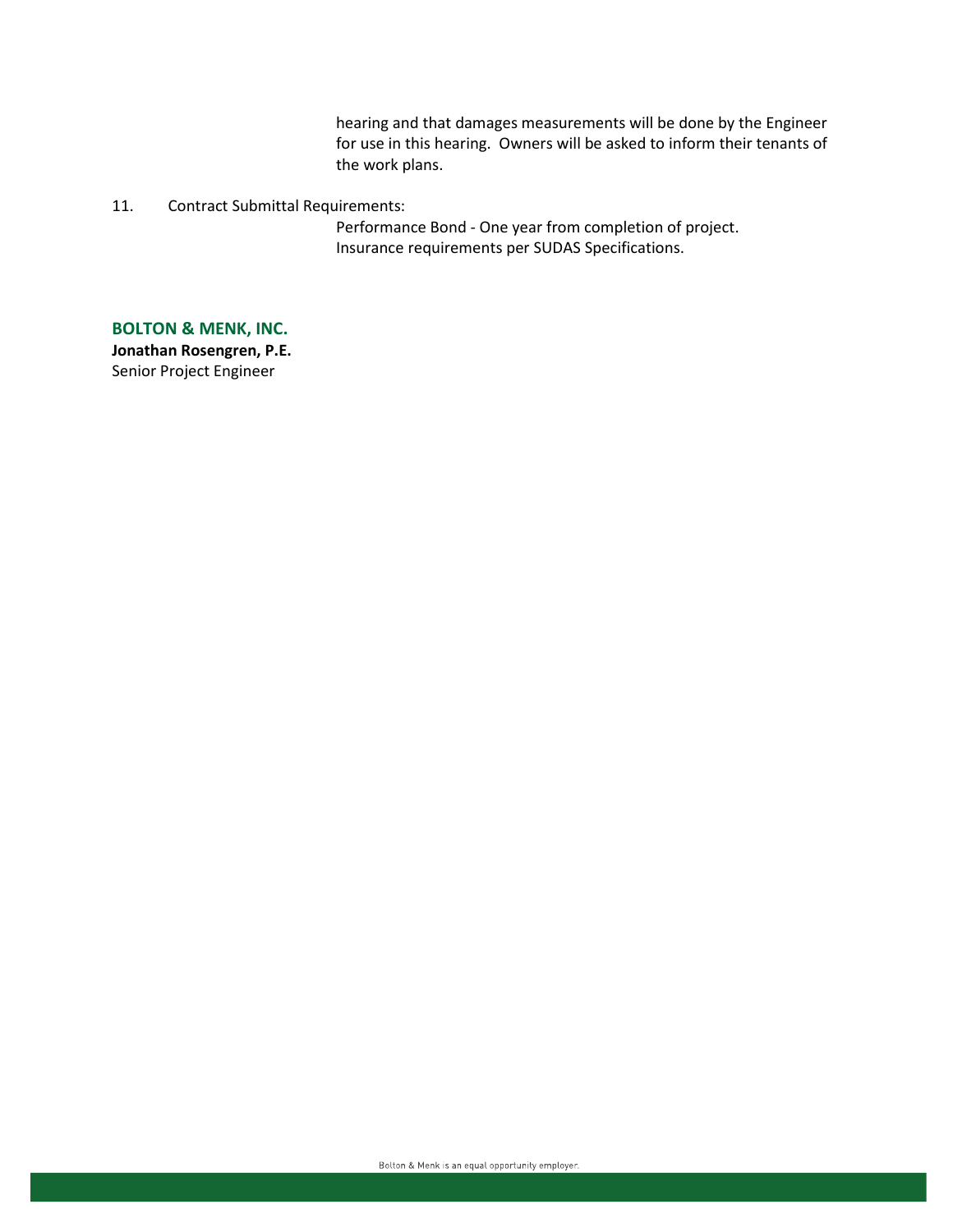hearing and that damages measurements will be done by the Engineer for use in this hearing. Owners will be asked to inform their tenants of the work plans.

11. Contract Submittal Requirements:

    Performance Bond - One year from completion of project.
    Insurance requirements per SUDAS Specifications.

**BOLTON & MENK, INC.**
**Jonathan Rosengren, P.E.**
Senior Project Engineer

Bolton & Menk is an equal opportunity employer.